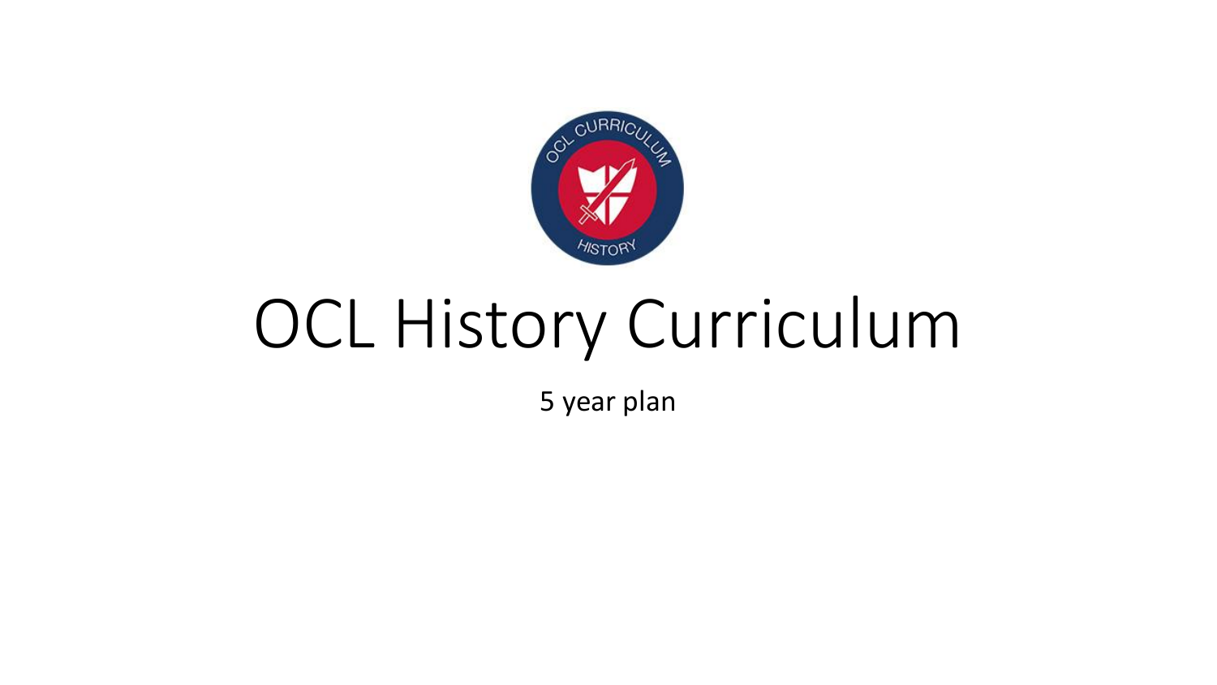# OCL History Curriculum

5 year plan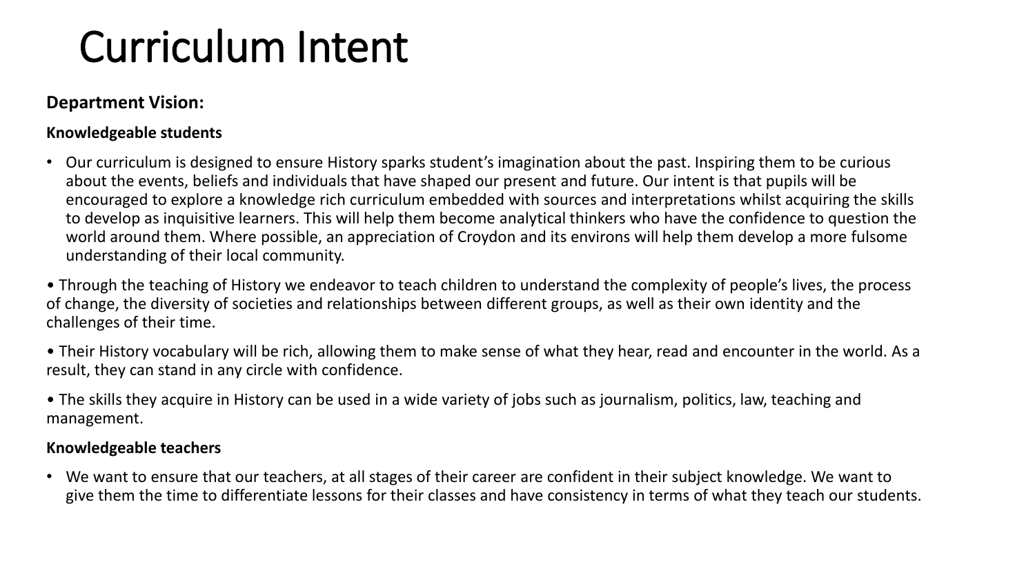# Curriculum Intent

**Department Vision:**

**Knowledgeable students**

- Our curriculum is designed to ensure History sparks student's imagination about the past. Inspiring them to be curious about the events, beliefs and individuals that have shaped our present and future. Our intent is that pupils will be encouraged to explore a knowledge rich curriculum embedded with sources and interpretations whilst acquiring the skills to develop as inquisitive learners. This will help them become analytical thinkers who have the confidence to question the world around them. Where possible, an appreciation of Croydon and its environs will help them develop a more fulsome understanding of their local community.

• Through the teaching of History we endeavor to teach children to understand the complexity of people's lives, the process of change, the diversity of societies and relationships between different groups, as well as their own identity and the challenges of their time.

• Their History vocabulary will be rich, allowing them to make sense of what they hear, read and encounter in the world. As a result, they can stand in any circle with confidence.

• The skills they acquire in History can be used in a wide variety of jobs such as journalism, politics, law, teaching and management.

**Knowledgeable teachers**

- We want to ensure that our teachers, at all stages of their career are confident in their subject knowledge. We want to give them the time to differentiate lessons for their classes and have consistency in terms of what they teach our students.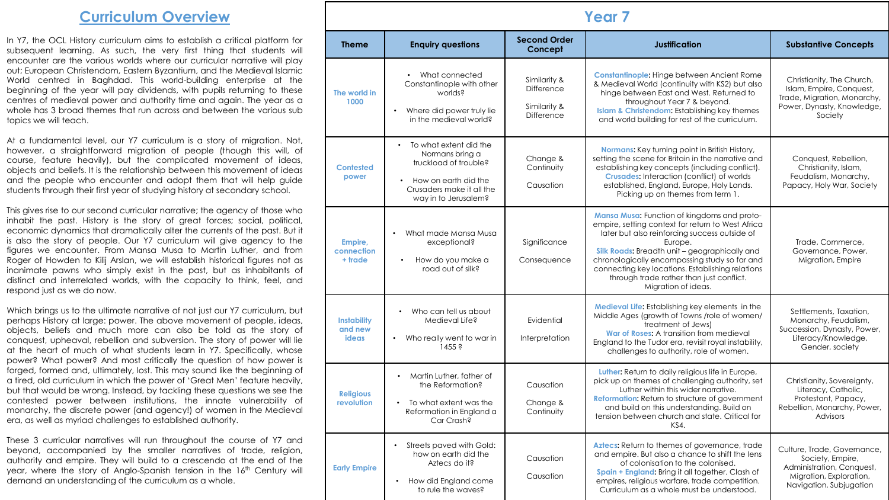## Curriculum Overview

In Y7, the OCL History curriculum aims to establish a critical platform for subsequent learning. As such, the very first thing that students will encounter are the various worlds where our curricular narrative will play out; European Christendom, Eastern Byzantium, and the Medieval Islamic World centred in Baghdad. This world-building enterprise at the beginning of the year will pay dividends, with pupils returning to these centres of medieval power and authority time and again. The year as a whole has 3 broad themes that run across and between the various sub topics we will teach.

At a fundamental level, our Y7 curriculum is a story of migration. Not, however, a straightforward migration of people (though this will, of course, feature heavily), but the complicated movement of ideas, objects and beliefs. It is the relationship between this movement of ideas and the people who encounter and adopt them that will help guide students through their first year of studying history at secondary school.

This gives rise to our second curricular narrative; the agency of those who inhabit the past. History is the story of great forces; social, political, economic dynamics that dramatically alter the currents of the past. But it is also the story of people. Our Y7 curriculum will give agency to the figures we encounter. From Mansa Musa to Martin Luther, and from Roger of Howden to Kilij Arslan, we will establish historical figures not as inanimate pawns who simply exist in the past, but as inhabitants of distinct and interrelated worlds, with the capacity to think, feel, and respond just as we do now.

Which brings us to the ultimate narrative of not just our Y7 curriculum, but perhaps History at large: power. The above movement of people, ideas, objects, beliefs and much more can also be told as the story of conquest, upheaval, rebellion and subversion. The story of power will lie at the heart of much of what students learn in Y7. Specifically, whose power? What power? And most critically the question of how power is forged, formed and, ultimately, lost. This may sound like the beginning of a tired, old curriculum in which the power of 'Great Men' feature heavily, but that would be wrong. Instead, by tackling these questions we see the contested power between institutions, the innate vulnerability of monarchy, the discrete power (and agency!) of women in the Medieval era, as well as myriad challenges to established authority.

These 3 curricular narratives will run throughout the course of Y7 and beyond, accompanied by the smaller narratives of trade, religion, authority and empire. They will build to a crescendo at the end of the year, where the story of Anglo-Spanish tension in the 16th Century will demand an understanding of the curriculum as a whole.

## Year 7

| Theme | Enquiry questions | Second Order Concept | Justification | Substantive Concepts |
|---|---|---|---|---|
| **The world in 1000** | • What connected Constantinople with other worlds?<br>• Where did power truly lie in the medieval world? | Similarity & Difference<br>Similarity & Difference | **Constantinople:** Hinge between Ancient Rome & Medieval World (continuity with KS2) but also hinge between East and West. Returned to throughout Year 7 & beyond.<br>**Islam & Christendom:** Establishing key themes and world building for rest of the curriculum. | Christianity, The Church, Islam, Empire, Conquest, Trade, Migration, Monarchy, Power, Dynasty, Knowledge, Society |
| **Contested power** | • To what extent did the Normans bring a truckload of trouble?<br>• How on earth did the Crusaders make it all the way in to Jerusalem? | Change & Continuity<br>Causation | **Normans:** Key turning point in British History, setting the scene for Britain in the narrative and establishing key concepts (including conflict).<br>**Crusades:** Interaction (conflict) of worlds established, England, Europe, Holy Lands. Picking up on themes from term 1. | Conquest, Rebellion, Christianity, Islam, Feudalism, Monarchy, Papacy, Holy War, Society |
| **Empire, connection + trade** | • What made Mansa Musa exceptional?<br>• How do you make a road out of silk? | Significance<br>Consequence | **Mansa Musa:** Function of kingdoms and proto-empire, setting context for return to West Africa later but also reinforcing success outside of Europe.<br>**Silk Roads:** Breadth unit – geographically and chronologically encompassing study so far and connecting key locations. Establishing relations through trade rather than just conflict. Migration of ideas. | Trade, Commerce, Governance, Power, Migration, Empire |
| **Instability and new ideas** | • Who can tell us about Medieval Life?<br>• Who really went to war in 1455 ? | Evidential<br>Interpretation | **Medieval Life:** Establishing key elements in the Middle Ages (growth of Towns /role of women/ treatment of Jews)<br>**War of Roses:** A transition from medieval England to the Tudor era, revisit royal instability, challenges to authority, role of women. | Settlements, Taxation, Monarchy, Feudalism, Succession, Dynasty, Power, Literacy/Knowledge, Gender, society |
| **Religious revolution** | • Martin Luther, father of the Reformation?<br>• To what extent was the Reformation in England a Car Crash? | Causation<br>Change & Continuity | **Luther:** Return to daily religious life in Europe, pick up on themes of challenging authority, set Luther within this wider narrative.<br>**Reformation:** Return to structure of government and build on this understanding. Build on tension between church and state. Critical for KS4. | Christianity, Sovereignty, Literacy, Catholic, Protestant, Papacy, Rebellion, Monarchy, Power, Advisors |
| **Early Empire** | • Streets paved with Gold: how on earth did the Aztecs do it?<br>• How did England come to rule the waves? | Causation<br>Causation | **Aztecs:** Return to themes of governance, trade and empire. But also a chance to shift the lens of colonisation to the colonised.<br>**Spain + England:** Bring it all together. Clash of empires, religious warfare, trade competition. Curriculum as a whole must be understood. | Culture, Trade, Governance, Society, Empire, Administration, Conquest, Migration, Exploration, Navigation, Subjugation |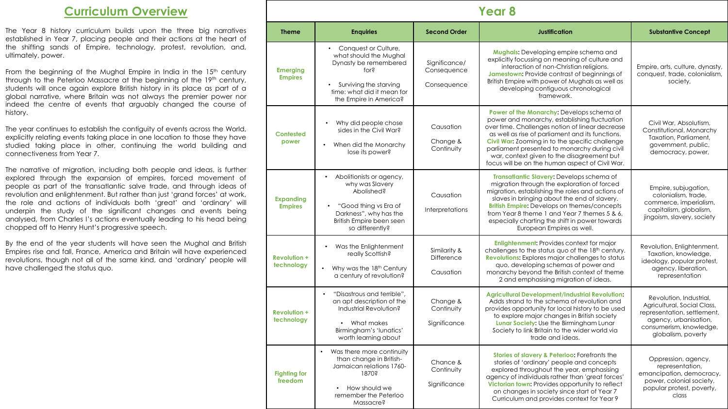## Curriculum Overview

The Year 8 history curriculum builds upon the three big narratives established in Year 7, placing people and their actions at the heart of the shifting sands of Empire, technology, protest, revolution, and, ultimately, power.

From the beginning of the Mughal Empire in India in the 15th century through to the Peterloo Massacre at the beginning of the 19th century, students will once again explore British history in its place as part of a global narrative, where Britain was not always the premier power nor indeed the centre of events that arguably changed the course of history.

The year continues to establish the contiguity of events across the World, explicitly relating events taking place in one location to those they have studied taking place in other, continuing the world building and connectiveness from Year 7.

The narrative of migration, including both people and ideas, is further explored through the expansion of empires, forced movement of people as part of the transatlantic salve trade, and through ideas of revolution and enlightenment. But rather than just 'grand forces' at work, the role and actions of individuals both 'great' and 'ordinary' will underpin the study of the significant changes and events being analysed, from Charles I's actions eventually leading to his head being chopped off to Henry Hunt's progressive speech.

By the end of the year students will have seen the Mughal and British Empires rise and fall, France, America and Britain will have experienced revolutions, though not all of the same kind, and 'ordinary' people will have challenged the status quo.

## Year 8

| Theme | Enquiries | Second Order | Justification | Substantive Concept |
|---|---|---|---|---|
| **Emerging Empires** | • Conquest or Culture, what should the Mughal Dynasty be remembered for?<br>• Surviving the starving time: what did it mean for the Empire in America? | Significance/ Consequence<br><br>Consequence | **Mughals:** Developing empire schema and explicitly focussing on meaning of culture and interaction of non-Christian religions. **Jamestown:** Provide contrast of beginnings of British Empire with power of Mughals as well as developing contiguous chronological framework. | Empire, arts, culture, dynasty, conquest, trade, colonialism, society, |
| **Contested power** | • Why did people chose sides in the Civil War?<br>• When did the Monarchy lose its power? | Causation<br><br>Change & Continuity | **Power of the Monarchy:** Develops schema of power and monarchy, establishing fluctuation over time. Challenges notion of linear decrease as well as rise of parliament and its functions. **Civil War:** Zooming in to the specific challenge parliament presented to monarchy during civil war, context given to the disagreement but focus will be on the human aspect of Civil War. | Civil War, Absolutism, Constitutional, Monarchy Taxation, Parliament, government, public, democracy, power, |
| **Expanding Empires** | • Abolitionists or agency, why was Slavery Abolished?<br>• "Good thing vs Era of Darkness", why has the British Empire been seen so differently? | Causation<br><br>Interpretations | **Transatlantic Slavery:** Develops schema of migration through the exploration of forced migration, establishing the roles and actions of slaves in bringing about the end of slavery. **British Empire:** Develops on themes/concepts from Year 8 theme 1 and Year 7 themes 5 & 6, especially charting the shift in power towards European Empires as well. | Empire, subjugation, colonialism, trade, commerce, imperialism, capitalism, globalism, jingoism, slavery, society |
| **Revolution + technology** | • Was the Enlightenment really Scottish?<br>• Why was the 18th Century a century of revolution? | Similarity & Difference<br><br>Causation | **Enlightenment:** Provides context for major challenges to the status quo of the 18th century. **Revolutions:** Explores major challenges to status quo, developing schemas of power and monarchy beyond the British context of theme 2 and emphasising migration of ideas. | Revolution, Enlightenment, Taxation, knowledge, ideology, popular protest, agency, liberation, representation |
| **Revolution + technology** | • "Disastrous and terrible", an apt description of the Industrial Revolution?<br>• What makes Birmingham's 'lunatics' worth learning about | Change & Continuity<br><br>Significance | **Agricultural Development/Industrial Revolution:** Adds strand to the schema of revolution and provides opportunity for local history to be used to explore major changes in British society **Lunar Society:** Use the Birmingham Lunar Society to link Britain to the wider world via trade and ideas. | Revolution, Industrial, Agricultural, Social Class, representation, settlement, agency, urbanisation, consumerism, knowledge, globalism, poverty |
| **Fighting for freedom** | • Was there more continuity than change in British-Jamaican relations 1760-1870?<br>• How should we remember the Peterloo Massacre? | Chance & Continuity<br><br>Significance | **Stories of slavery & Peterloo:** Forefronts the stories of 'ordinary' people and concepts explored throughout the year, emphasising agency of individuals rather than 'great forces' **Victorian town:** Provides opportunity to reflect on changes in society since start of Year 7 Curriculum and provides context for Year 9 | Oppression, agency, representation, emancipation, democracy, power, colonial society, popular protest, poverty, class |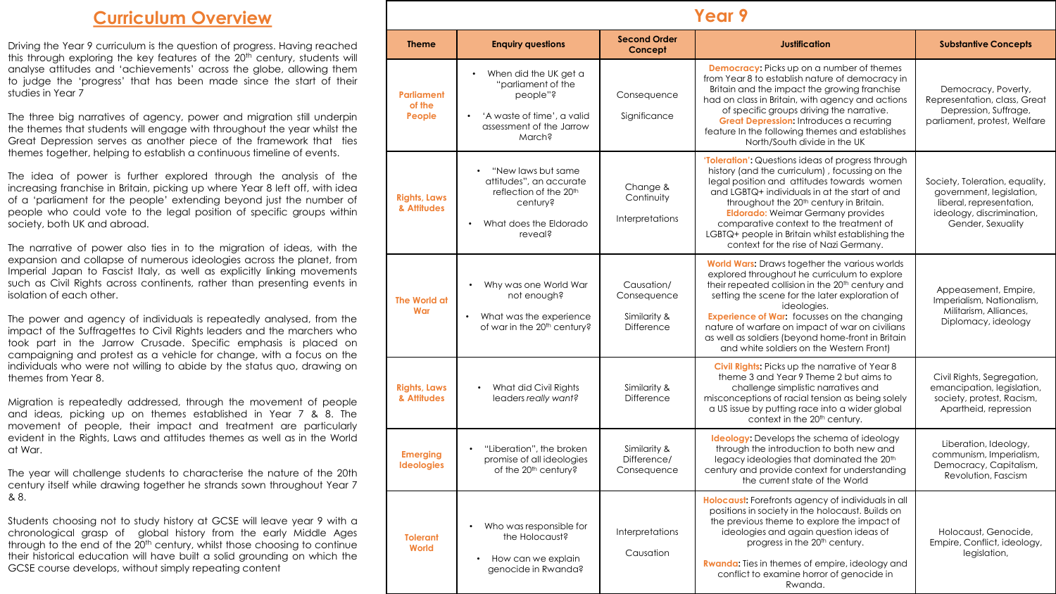## Curriculum Overview

Driving the Year 9 curriculum is the question of progress. Having reached this through exploring the key features of the 20th century, students will analyse attitudes and 'achievements' across the globe, allowing them to judge the 'progress' that has been made since the start of their studies in Year 7

The three big narratives of agency, power and migration still underpin the themes that students will engage with throughout the year whilst the Great Depression serves as another piece of the framework that ties themes together, helping to establish a continuous timeline of events.

The idea of power is further explored through the analysis of the increasing franchise in Britain, picking up where Year 8 left off, with idea of a 'parliament for the people' extending beyond just the number of people who could vote to the legal position of specific groups within society, both UK and abroad.

The narrative of power also ties in to the migration of ideas, with the expansion and collapse of numerous ideologies across the planet, from Imperial Japan to Fascist Italy, as well as explicitly linking movements such as Civil Rights across continents, rather than presenting events in isolation of each other.

The power and agency of individuals is repeatedly analysed, from the impact of the Suffragettes to Civil Rights leaders and the marchers who took part in the Jarrow Crusade. Specific emphasis is placed on campaigning and protest as a vehicle for change, with a focus on the individuals who were not willing to abide by the status quo, drawing on themes from Year 8.

Migration is repeatedly addressed, through the movement of people and ideas, picking up on themes established in Year 7 & 8. The movement of people, their impact and treatment are particularly evident in the Rights, Laws and attitudes themes as well as in the World at War.

The year will challenge students to characterise the nature of the 20th century itself while drawing together he strands sown throughout Year 7 & 8.

Students choosing not to study history at GCSE will leave year 9 with a chronological grasp of global history from the early Middle Ages through to the end of the 20th century, whilst those choosing to continue their historical education will have built a solid grounding on which the GCSE course develops, without simply repeating content

## Year 9

| Theme | Enquiry questions | Second Order Concept | Justification | Substantive Concepts |
|---|---|---|---|---|
| **Parliament of the People** | • When did the UK get a "parliament of the people"?<br>• 'A waste of time', a valid assessment of the Jarrow March? | Consequence<br><br>Significance | **Democracy:** Picks up on a number of themes from Year 8 to establish nature of democracy in Britain and the impact the growing franchise had on class in Britain, with agency and actions of specific groups driving the narrative.<br>**Great Depression:** Introduces a recurring feature In the following themes and establishes North/South divide in the UK | Democracy, Poverty, Representation, class, Great Depression, Suffrage, parliament, protest, Welfare |
| **Rights, Laws & Attitudes** | • "New laws but same attitudes", an accurate reflection of the 20th century?<br>• What does the Eldorado reveal? | Change & Continuity<br><br>Interpretations | **'Toleration':** Questions ideas of progress through history (and the curriculum) , focussing on the legal position and attitudes towards women and LGBTQ+ individuals in at the start of and throughout the 20th century in Britain.<br>**Eldorado:** Weimar Germany provides comparative context to the treatment of LGBTQ+ people in Britain whilst establishing the context for the rise of Nazi Germany. | Society, Toleration, equality, government, legislation, liberal, representation, ideology, discrimination, Gender, Sexuality |
| **The World at War** | • Why was one World War not enough?<br>• What was the experience of war in the 20th century? | Causation/ Consequence<br><br>Similarity & Difference | **World Wars:** Draws together the various worlds explored throughout he curriculum to explore their repeated collision in the 20th century and setting the scene for the later exploration of ideologies.<br>**Experience of War:** focusses on the changing nature of warfare on impact of war on civilians as well as soldiers (beyond home-front in Britain and white soldiers on the Western Front) | Appeasement, Empire, Imperialism, Nationalism, Militarism, Alliances, Diplomacy, ideology |
| **Rights, Laws & Attitudes** | • What did Civil Rights leaders *really want*? | Similarity & Difference | **Civil Rights:** Picks up the narrative of Year 8 theme 3 and Year 9 Theme 2 but aims to challenge simplistic narratives and misconceptions of racial tension as being solely a US issue by putting race into a wider global context in the 20th century. | Civil Rights, Segregation, emancipation, legislation, society, protest, Racism, Apartheid, repression |
| **Emerging Ideologies** | • "Liberation", the broken promise of all ideologies of the 20th century? | Similarity & Difference/ Consequence | **Ideology:** Develops the schema of ideology through the introduction to both new and legacy ideologies that dominated the 20th century and provide context for understanding the current state of the World | Liberation, Ideology, communism, Imperialism, Democracy, Capitalism, Revolution, Fascism |
| **Tolerant World** | • Who was responsible for the Holocaust?<br>• How can we explain genocide in Rwanda? | Interpretations<br><br>Causation | **Holocaust:** Forefronts agency of individuals in all positions in society in the holocaust. Builds on the previous theme to explore the impact of ideologies and again question ideas of progress in the 20th century.<br>**Rwanda:** Ties in themes of empire, ideology and conflict to examine horror of genocide in Rwanda. | Holocaust, Genocide, Empire, Conflict, ideology, legislation, |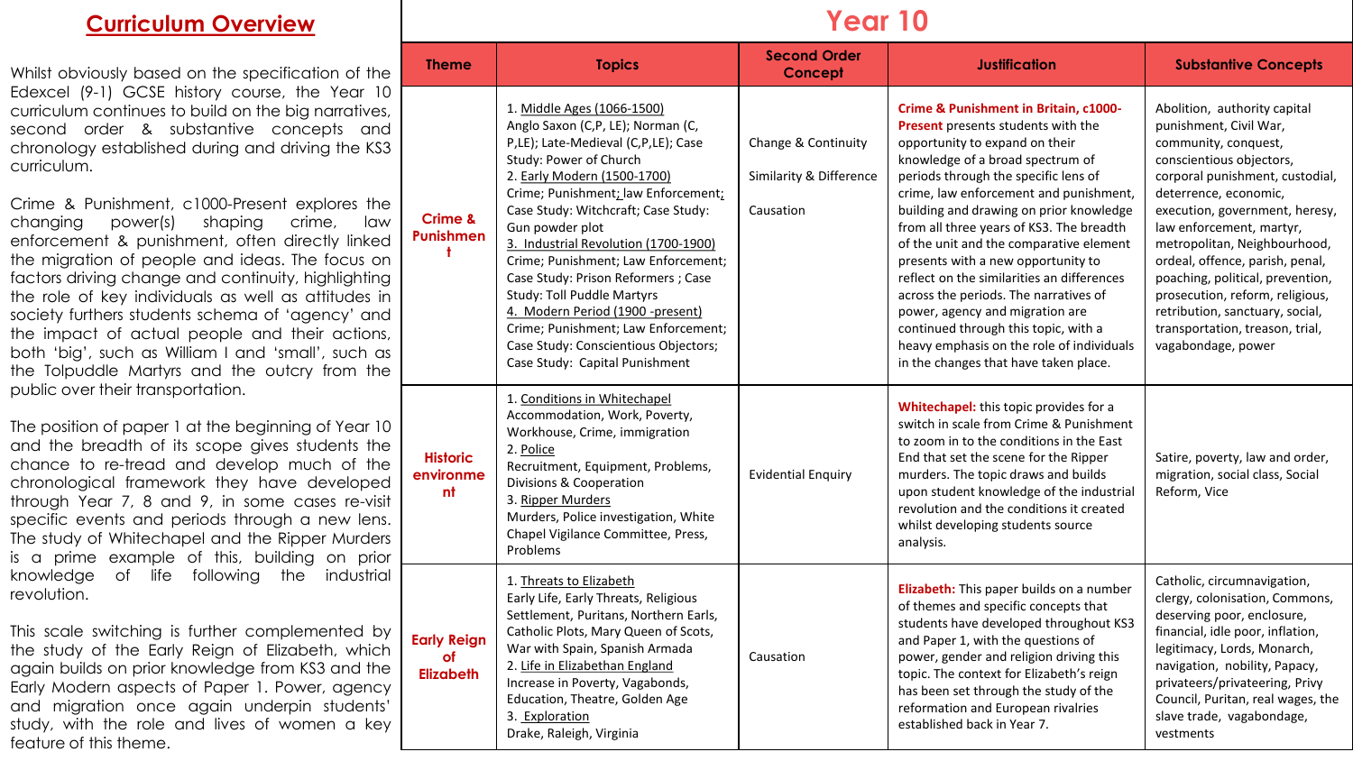## Curriculum Overview

Whilst obviously based on the specification of the Edexcel (9-1) GCSE history course, the Year 10 curriculum continues to build on the big narratives, second order & substantive concepts and chronology established during and driving the KS3 curriculum.

Crime & Punishment, c1000-Present explores the changing power(s) shaping crime, law enforcement & punishment, often directly linked the migration of people and ideas. The focus on factors driving change and continuity, highlighting the role of key individuals as well as attitudes in society furthers students schema of 'agency' and the impact of actual people and their actions, both 'big', such as William I and 'small', such as the Tolpuddle Martyrs and the outcry from the public over their transportation.

The position of paper 1 at the beginning of Year 10 and the breadth of its scope gives students the chance to re-tread and develop much of the chronological framework they have developed through Year 7, 8 and 9, in some cases re-visit specific events and periods through a new lens. The study of Whitechapel and the Ripper Murders is a prime example of this, building on prior knowledge of life following the industrial revolution.

This scale switching is further complemented by the study of the Early Reign of Elizabeth, which again builds on prior knowledge from KS3 and the Early Modern aspects of Paper 1. Power, agency and migration once again underpin students' study, with the role and lives of women a key feature of this theme.

## Year 10

| Theme | Topics | Second Order Concept | Justification | Substantive Concepts |
|---|---|---|---|---|
| **Crime & Punishment** | 1. Middle Ages (1066-1500)<br>Anglo Saxon (C,P, LE); Norman (C, P,LE); Late-Medieval (C,P,LE); Case Study: Power of Church<br>2. Early Modern (1500-1700)<br>Crime; Punishment; law Enforcement; Case Study: Witchcraft; Case Study: Gun powder plot<br>3. Industrial Revolution (1700-1900)<br>Crime; Punishment; Law Enforcement; Case Study: Prison Reformers ; Case Study: Toll Puddle Martyrs<br>4. Modern Period (1900 -present)<br>Crime; Punishment; Law Enforcement; Case Study: Conscientious Objectors; Case Study: Capital Punishment | Change & Continuity<br>Similarity & Difference<br>Causation | **Crime & Punishment in Britain, c1000-Present** presents students with the opportunity to expand on their knowledge of a broad spectrum of periods through the specific lens of crime, law enforcement and punishment, building and drawing on prior knowledge from all three years of KS3. The breadth of the unit and the comparative element presents with a new opportunity to reflect on the similarities an differences across the periods. The narratives of power, agency and migration are continued through this topic, with a heavy emphasis on the role of individuals in the changes that have taken place. | Abolition, authority capital punishment, Civil War, community, conquest, conscientious objectors, corporal punishment, custodial, deterrence, economic, execution, government, heresy, law enforcement, martyr, metropolitan, Neighbourhood, ordeal, offence, parish, penal, poaching, political, prevention, prosecution, reform, religious, retribution, sanctuary, social, transportation, treason, trial, vagabondage, power |
| **Historic environment** | 1. Conditions in Whitechapel<br>Accommodation, Work, Poverty, Workhouse, Crime, immigration<br>2. Police<br>Recruitment, Equipment, Problems, Divisions & Cooperation<br>3. Ripper Murders<br>Murders, Police investigation, White Chapel Vigilance Committee, Press, Problems | Evidential Enquiry | **Whitechapel:** this topic provides for a switch in scale from Crime & Punishment to zoom in to the conditions in the East End that set the scene for the Ripper murders. The topic draws and builds upon student knowledge of the industrial revolution and the conditions it created whilst developing students source analysis. | Satire, poverty, law and order, migration, social class, Social Reform, Vice |
| **Early Reign of Elizabeth** | 1. Threats to Elizabeth<br>Early Life, Early Threats, Religious Settlement, Puritans, Northern Earls, Catholic Plots, Mary Queen of Scots, War with Spain, Spanish Armada<br>2. Life in Elizabethan England<br>Increase in Poverty, Vagabonds, Education, Theatre, Golden Age<br>3. Exploration<br>Drake, Raleigh, Virginia | Causation | **Elizabeth:** This paper builds on a number of themes and specific concepts that students have developed throughout KS3 and Paper 1, with the questions of power, gender and religion driving this topic. The context for Elizabeth's reign has been set through the study of the reformation and European rivalries established back in Year 7. | Catholic, circumnavigation, clergy, colonisation, Commons, deserving poor, enclosure, financial, idle poor, inflation, legitimacy, Lords, Monarch, navigation, nobility, Papacy, privateers/privateering, Privy Council, Puritan, real wages, the slave trade, vagabondage, vestments |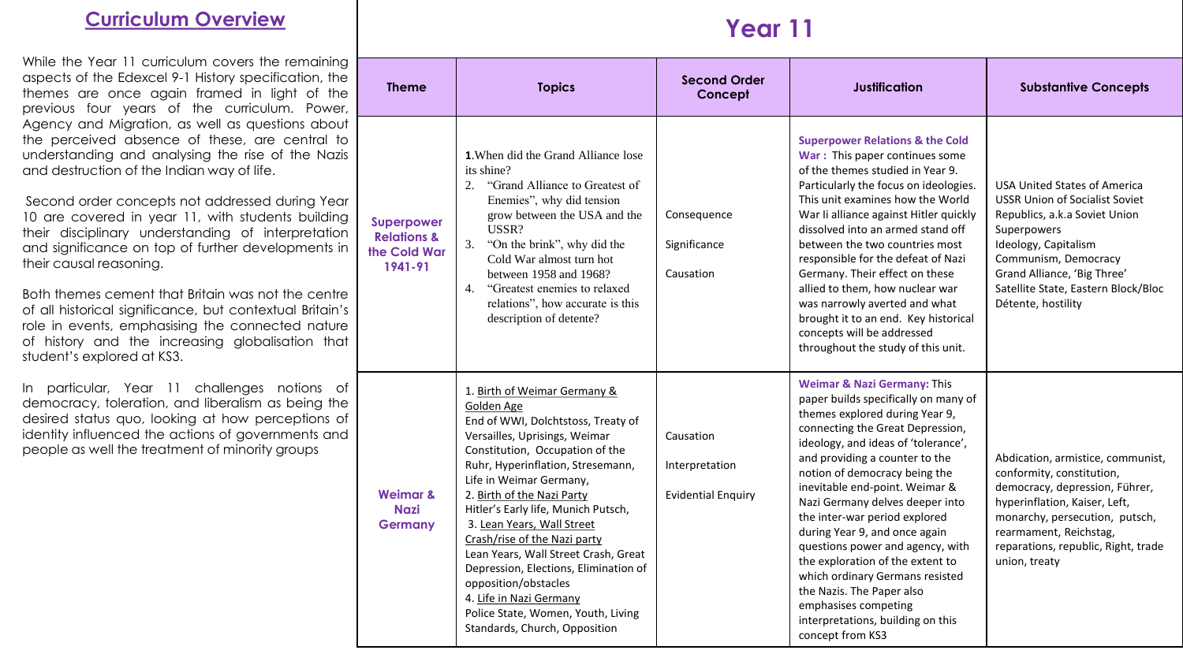## Curriculum Overview

While the Year 11 curriculum covers the remaining aspects of the Edexcel 9-1 History specification, the themes are once again framed in light of the previous four years of the curriculum. Power, Agency and Migration, as well as questions about the perceived absence of these, are central to understanding and analysing the rise of the Nazis and destruction of the Indian way of life.

Second order concepts not addressed during Year 10 are covered in year 11, with students building their disciplinary understanding of interpretation and significance on top of further developments in their causal reasoning.

Both themes cement that Britain was not the centre of all historical significance, but contextual Britain's role in events, emphasising the connected nature of history and the increasing globalisation that student's explored at KS3.

In particular, Year 11 challenges notions of democracy, toleration, and liberalism as being the desired status quo, looking at how perceptions of identity influenced the actions of governments and people as well the treatment of minority groups

# Year 11

| Theme | Topics | Second Order Concept | Justification | Substantive Concepts |
|---|---|---|---|---|
| **Superpower Relations & the Cold War 1941-91** | **1**. When did the Grand Alliance lose its shine?<br>2. "Grand Alliance to Greatest of Enemies", why did tension grow between the USA and the USSR?<br>3. "On the brink", why did the Cold War almost turn hot between 1958 and 1968?<br>4. "Greatest enemies to relaxed relations", how accurate is this description of detente? | Consequence<br><br>Significance<br><br>Causation | **Superpower Relations & the Cold War :** This paper continues some of the themes studied in Year 9. Particularly the focus on ideologies. This unit examines how the World War Ii alliance against Hitler quickly dissolved into an armed stand off between the two countries most responsible for the defeat of Nazi Germany. Their effect on these allied to them, how nuclear war was narrowly averted and what brought it to an end. Key historical concepts will be addressed throughout the study of this unit. | USA United States of America<br>USSR Union of Socialist Soviet Republics, a.k.a Soviet Union<br>Superpowers<br>Ideology, Capitalism<br>Communism, Democracy<br>Grand Alliance, 'Big Three'<br>Satellite State, Eastern Block/Bloc<br>Détente, hostility |
| **Weimar & Nazi Germany** | 1. Birth of Weimar Germany & Golden Age<br>End of WWI, Dolchtstoss, Treaty of Versailles, Uprisings, Weimar Constitution, Occupation of the Ruhr, Hyperinflation, Stresemann, Life in Weimar Germany,<br>2. Birth of the Nazi Party<br>Hitler's Early life, Munich Putsch,<br>3. Lean Years, Wall Street Crash/rise of the Nazi party<br>Lean Years, Wall Street Crash, Great Depression, Elections, Elimination of opposition/obstacles<br>4. Life in Nazi Germany<br>Police State, Women, Youth, Living Standards, Church, Opposition | Causation<br><br>Interpretation<br><br>Evidential Enquiry | **Weimar & Nazi Germany:** This paper builds specifically on many of themes explored during Year 9, connecting the Great Depression, ideology, and ideas of 'tolerance', and providing a counter to the notion of democracy being the inevitable end-point. Weimar & Nazi Germany delves deeper into the inter-war period explored during Year 9, and once again questions power and agency, with the exploration of the extent to which ordinary Germans resisted the Nazis. The Paper also emphasises competing interpretations, building on this concept from KS3 | Abdication, armistice, communist, conformity, constitution, democracy, depression, Führer, hyperinflation, Kaiser, Left, monarchy, persecution, putsch, rearmament, Reichstag, reparations, republic, Right, trade union, treaty |